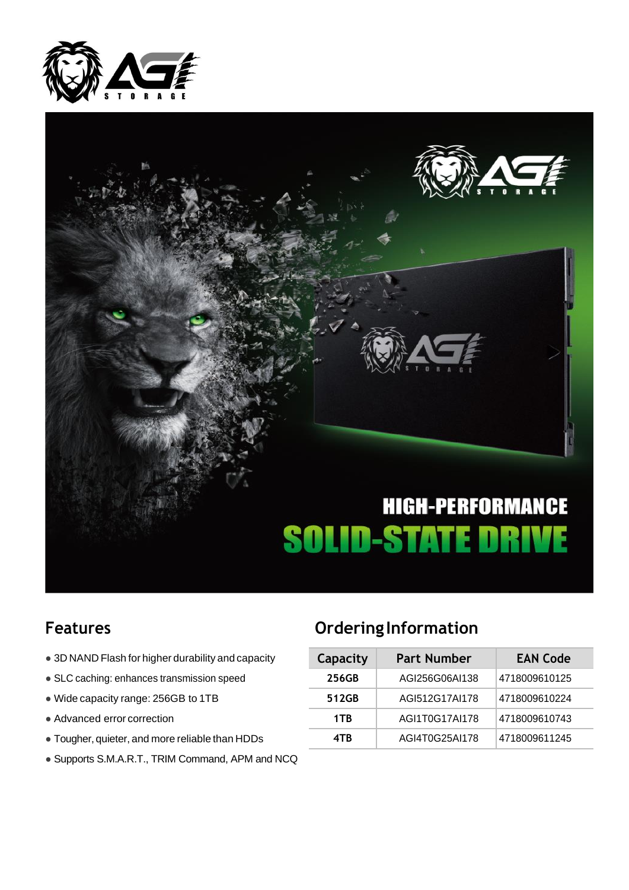HIGH-PERFORMANCE

SOLID-STATE DRIVE

## Features

- 3D NAND Flash for higher durability and capacity
- SLC caching: enhances transmission speed
- Wide capacity range: 256GB to 1TB
- Advanced error correction
- Tougher, quieter, and more reliable than HDDs
- Supports S.M.A.R.T., TRIM Command, APM and NCQ

## Ordering Information

| Capacity | Part Number | EAN Code |
|---|---|---|
| 256GB | AGI256G06AI138 | 4718009610125 |
| 512GB | AGI512G17AI178 | 4718009610224 |
| 1TB | AGI1T0G17AI178 | 4718009610743 |
| 4TB | AGI4T0G25AI178 | 4718009611245 |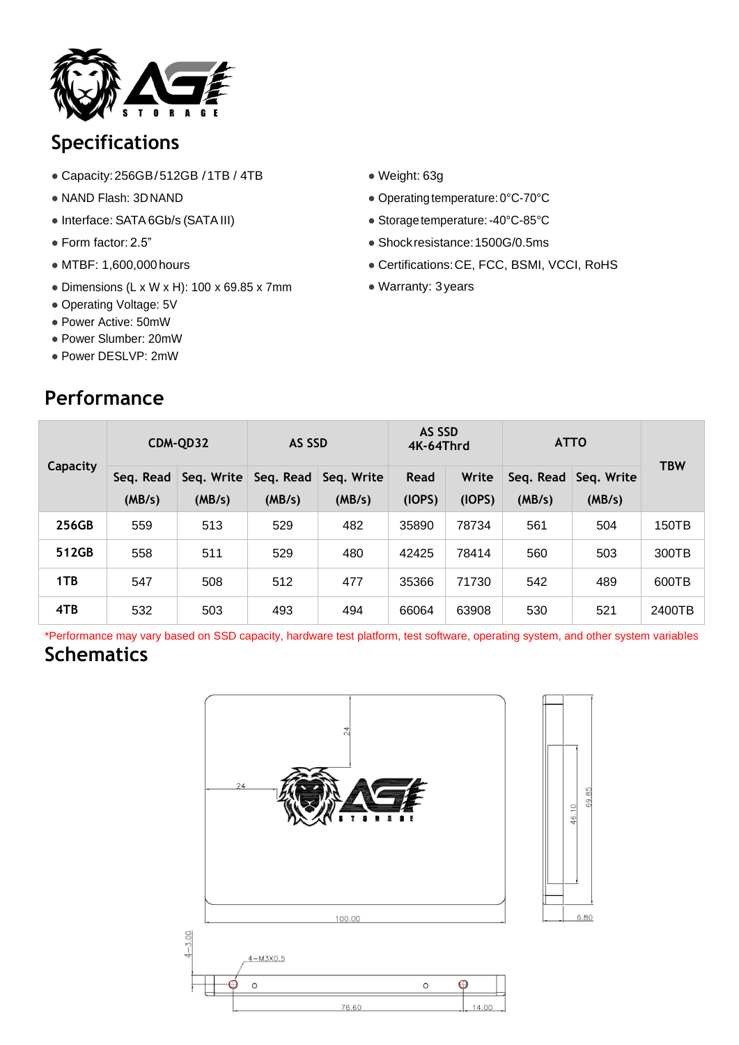## Specifications

- Capacity: 256GB / 512GB / 1TB / 4TB
- NAND Flash: 3D NAND
- Interface: SATA 6Gb/s (SATA III)
- Form factor: 2.5”
- MTBF: 1,600,000 hours
- Dimensions (L x W x H): 100 x 69.85 x 7mm
- Operating Voltage: 5V
- Power Active: 50mW
- Power Slumber: 20mW
- Power DESLVP: 2mW
- Weight: 63g
- Operating temperature: 0°C-70°C
- Storage temperature: -40°C-85°C
- Shock resistance: 1500G/0.5ms
- Certifications: CE, FCC, BSMI, VCCI, RoHS
- Warranty: 3 years

## Performance

| Capacity | CDM-QD32 | | AS SSD | | AS SSD 4K-64Thrd | | ATTO | | TBW |
|---|---|---|---|---|---|---|---|---|---|
| | Seq. Read (MB/s) | Seq. Write (MB/s) | Seq. Read (MB/s) | Seq. Write (MB/s) | Read (IOPS) | Write (IOPS) | Seq. Read (MB/s) | Seq. Write (MB/s) | |
| **256GB** | 559 | 513 | 529 | 482 | 35890 | 78734 | 561 | 504 | 150TB |
| **512GB** | 558 | 511 | 529 | 480 | 42425 | 78414 | 560 | 503 | 300TB |
| **1TB** | 547 | 508 | 512 | 477 | 35366 | 71730 | 542 | 489 | 600TB |
| **4TB** | 532 | 503 | 493 | 494 | 66064 | 63908 | 530 | 521 | 2400TB |

*Performance may vary based on SSD capacity, hardware test platform, test software, operating system, and other system variables

## Schematics

24

24

100.00

46.10

69.85

6.80

4−3.00

4−M3X0.5

76.60

14.00